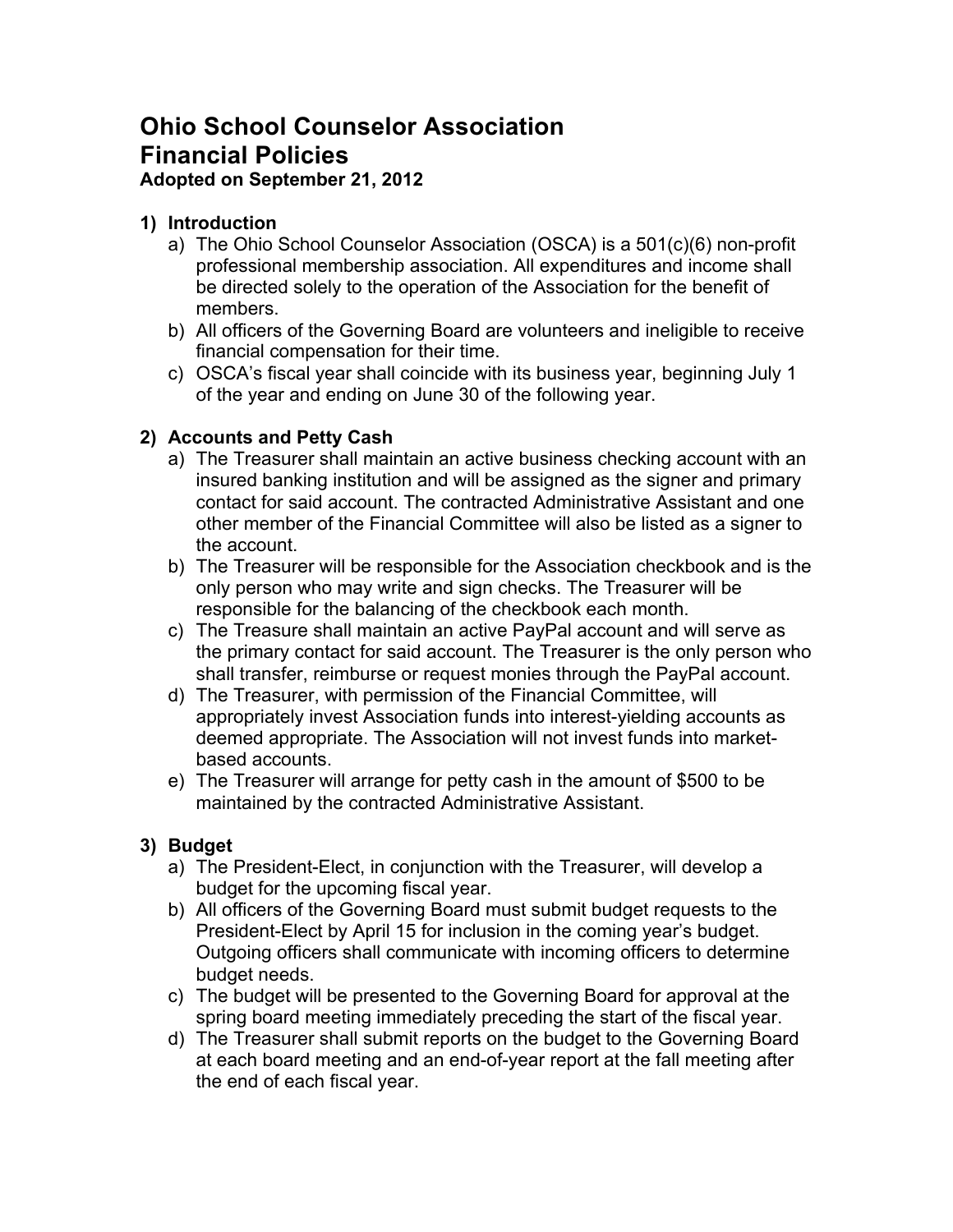# Ohio School Counselor Association
# Financial Policies
**Adopted on September 21, 2012**

1) **Introduction**
   a) The Ohio School Counselor Association (OSCA) is a 501(c)(6) non-profit professional membership association. All expenditures and income shall be directed solely to the operation of the Association for the benefit of members.
   b) All officers of the Governing Board are volunteers and ineligible to receive financial compensation for their time.
   c) OSCA's fiscal year shall coincide with its business year, beginning July 1 of the year and ending on June 30 of the following year.

2) **Accounts and Petty Cash**
   a) The Treasurer shall maintain an active business checking account with an insured banking institution and will be assigned as the signer and primary contact for said account. The contracted Administrative Assistant and one other member of the Financial Committee will also be listed as a signer to the account.
   b) The Treasurer will be responsible for the Association checkbook and is the only person who may write and sign checks. The Treasurer will be responsible for the balancing of the checkbook each month.
   c) The Treasure shall maintain an active PayPal account and will serve as the primary contact for said account. The Treasurer is the only person who shall transfer, reimburse or request monies through the PayPal account.
   d) The Treasurer, with permission of the Financial Committee, will appropriately invest Association funds into interest-yielding accounts as deemed appropriate. The Association will not invest funds into market-based accounts.
   e) The Treasurer will arrange for petty cash in the amount of $500 to be maintained by the contracted Administrative Assistant.

3) **Budget**
   a) The President-Elect, in conjunction with the Treasurer, will develop a budget for the upcoming fiscal year.
   b) All officers of the Governing Board must submit budget requests to the President-Elect by April 15 for inclusion in the coming year's budget. Outgoing officers shall communicate with incoming officers to determine budget needs.
   c) The budget will be presented to the Governing Board for approval at the spring board meeting immediately preceding the start of the fiscal year.
   d) The Treasurer shall submit reports on the budget to the Governing Board at each board meeting and an end-of-year report at the fall meeting after the end of each fiscal year.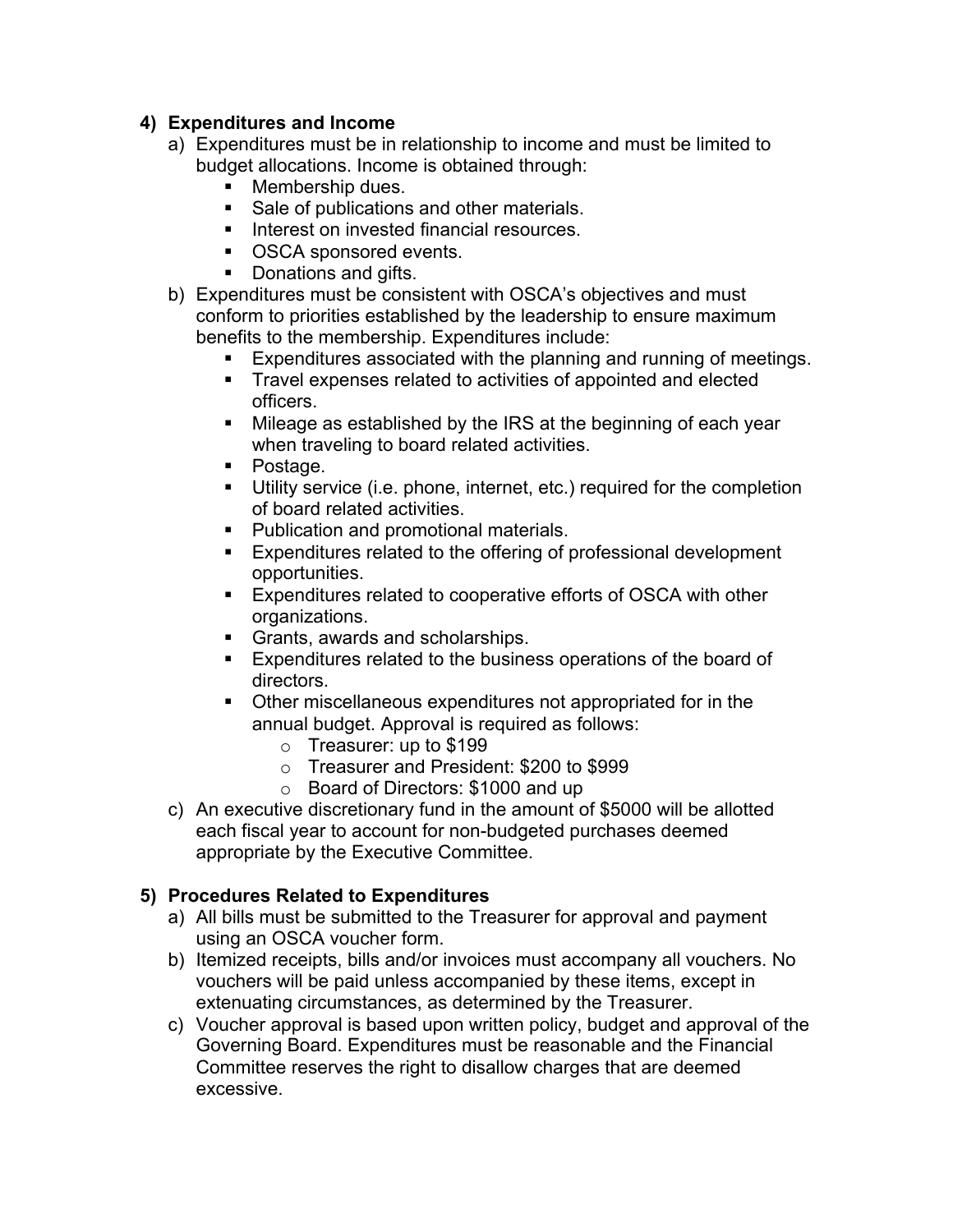### 4) Expenditures and Income

a) Expenditures must be in relationship to income and must be limited to budget allocations. Income is obtained through:
   - Membership dues.
   - Sale of publications and other materials.
   - Interest on invested financial resources.
   - OSCA sponsored events.
   - Donations and gifts.

b) Expenditures must be consistent with OSCA's objectives and must conform to priorities established by the leadership to ensure maximum benefits to the membership. Expenditures include:
   - Expenditures associated with the planning and running of meetings.
   - Travel expenses related to activities of appointed and elected officers.
   - Mileage as established by the IRS at the beginning of each year when traveling to board related activities.
   - Postage.
   - Utility service (i.e. phone, internet, etc.) required for the completion of board related activities.
   - Publication and promotional materials.
   - Expenditures related to the offering of professional development opportunities.
   - Expenditures related to cooperative efforts of OSCA with other organizations.
   - Grants, awards and scholarships.
   - Expenditures related to the business operations of the board of directors.
   - Other miscellaneous expenditures not appropriated for in the annual budget. Approval is required as follows:
     - Treasurer: up to $199
     - Treasurer and President: $200 to $999
     - Board of Directors: $1000 and up

c) An executive discretionary fund in the amount of $5000 will be allotted each fiscal year to account for non-budgeted purchases deemed appropriate by the Executive Committee.

### 5) Procedures Related to Expenditures

a) All bills must be submitted to the Treasurer for approval and payment using an OSCA voucher form.

b) Itemized receipts, bills and/or invoices must accompany all vouchers. No vouchers will be paid unless accompanied by these items, except in extenuating circumstances, as determined by the Treasurer.

c) Voucher approval is based upon written policy, budget and approval of the Governing Board. Expenditures must be reasonable and the Financial Committee reserves the right to disallow charges that are deemed excessive.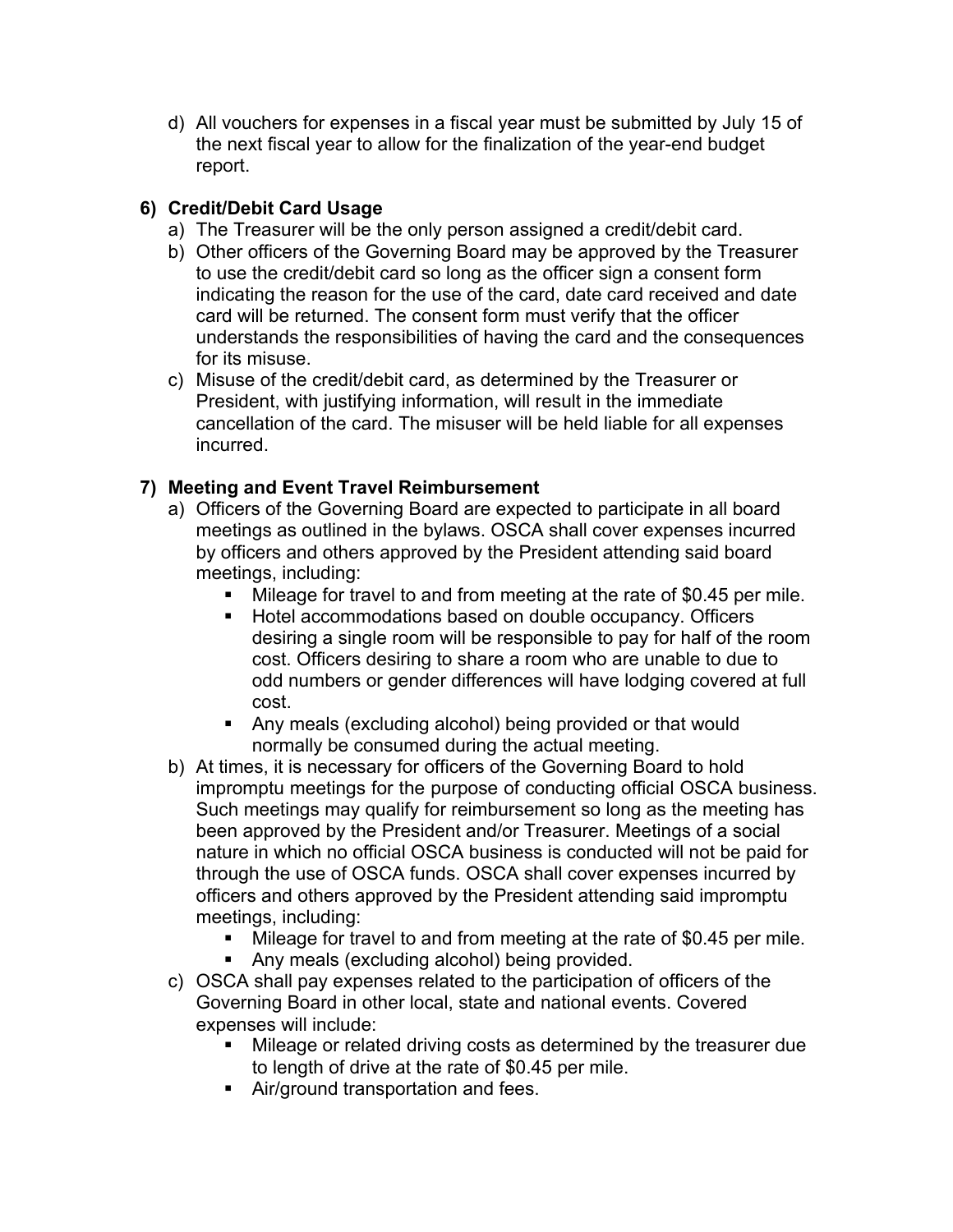d) All vouchers for expenses in a fiscal year must be submitted by July 15 of the next fiscal year to allow for the finalization of the year-end budget report.

**6) Credit/Debit Card Usage**

a) The Treasurer will be the only person assigned a credit/debit card.

b) Other officers of the Governing Board may be approved by the Treasurer to use the credit/debit card so long as the officer sign a consent form indicating the reason for the use of the card, date card received and date card will be returned. The consent form must verify that the officer understands the responsibilities of having the card and the consequences for its misuse.

c) Misuse of the credit/debit card, as determined by the Treasurer or President, with justifying information, will result in the immediate cancellation of the card. The misuser will be held liable for all expenses incurred.

**7) Meeting and Event Travel Reimbursement**

a) Officers of the Governing Board are expected to participate in all board meetings as outlined in the bylaws. OSCA shall cover expenses incurred by officers and others approved by the President attending said board meetings, including:
   - Mileage for travel to and from meeting at the rate of $0.45 per mile.
   - Hotel accommodations based on double occupancy. Officers desiring a single room will be responsible to pay for half of the room cost. Officers desiring to share a room who are unable to due to odd numbers or gender differences will have lodging covered at full cost.
   - Any meals (excluding alcohol) being provided or that would normally be consumed during the actual meeting.

b) At times, it is necessary for officers of the Governing Board to hold impromptu meetings for the purpose of conducting official OSCA business. Such meetings may qualify for reimbursement so long as the meeting has been approved by the President and/or Treasurer. Meetings of a social nature in which no official OSCA business is conducted will not be paid for through the use of OSCA funds. OSCA shall cover expenses incurred by officers and others approved by the President attending said impromptu meetings, including:
   - Mileage for travel to and from meeting at the rate of $0.45 per mile.
   - Any meals (excluding alcohol) being provided.

c) OSCA shall pay expenses related to the participation of officers of the Governing Board in other local, state and national events. Covered expenses will include:
   - Mileage or related driving costs as determined by the treasurer due to length of drive at the rate of $0.45 per mile.
   - Air/ground transportation and fees.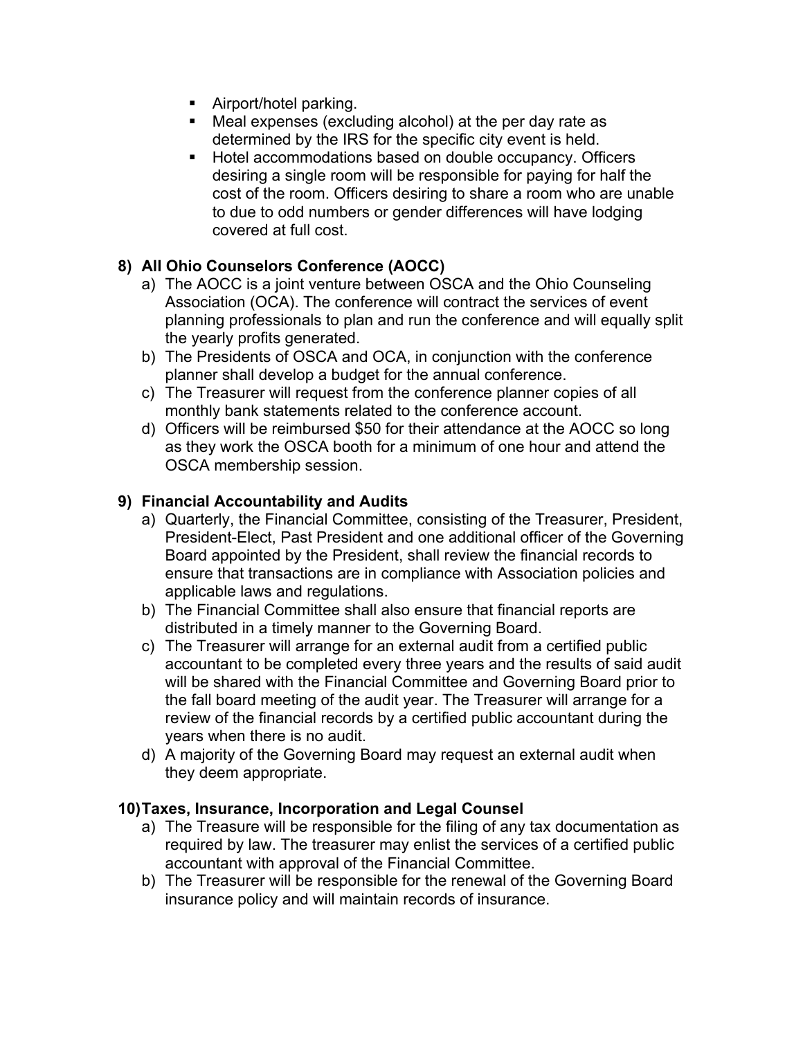- Airport/hotel parking.
- Meal expenses (excluding alcohol) at the per day rate as determined by the IRS for the specific city event is held.
- Hotel accommodations based on double occupancy. Officers desiring a single room will be responsible for paying for half the cost of the room. Officers desiring to share a room who are unable to due to odd numbers or gender differences will have lodging covered at full cost.

**8) All Ohio Counselors Conference (AOCC)**

a) The AOCC is a joint venture between OSCA and the Ohio Counseling Association (OCA). The conference will contract the services of event planning professionals to plan and run the conference and will equally split the yearly profits generated.

b) The Presidents of OSCA and OCA, in conjunction with the conference planner shall develop a budget for the annual conference.

c) The Treasurer will request from the conference planner copies of all monthly bank statements related to the conference account.

d) Officers will be reimbursed $50 for their attendance at the AOCC so long as they work the OSCA booth for a minimum of one hour and attend the OSCA membership session.

**9) Financial Accountability and Audits**

a) Quarterly, the Financial Committee, consisting of the Treasurer, President, President-Elect, Past President and one additional officer of the Governing Board appointed by the President, shall review the financial records to ensure that transactions are in compliance with Association policies and applicable laws and regulations.

b) The Financial Committee shall also ensure that financial reports are distributed in a timely manner to the Governing Board.

c) The Treasurer will arrange for an external audit from a certified public accountant to be completed every three years and the results of said audit will be shared with the Financial Committee and Governing Board prior to the fall board meeting of the audit year. The Treasurer will arrange for a review of the financial records by a certified public accountant during the years when there is no audit.

d) A majority of the Governing Board may request an external audit when they deem appropriate.

**10) Taxes, Insurance, Incorporation and Legal Counsel**

a) The Treasure will be responsible for the filing of any tax documentation as required by law. The treasurer may enlist the services of a certified public accountant with approval of the Financial Committee.

b) The Treasurer will be responsible for the renewal of the Governing Board insurance policy and will maintain records of insurance.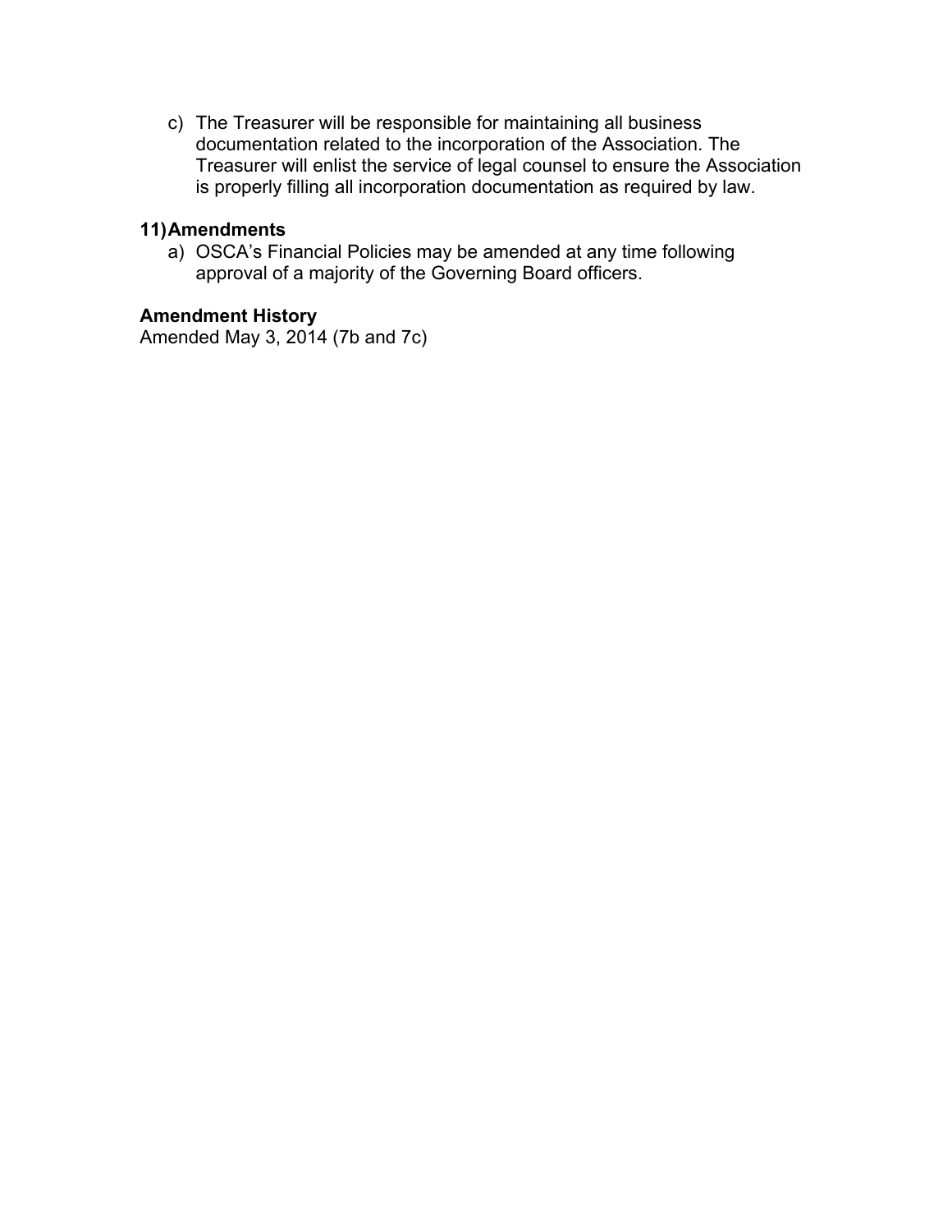c) The Treasurer will be responsible for maintaining all business documentation related to the incorporation of the Association. The Treasurer will enlist the service of legal counsel to ensure the Association is properly filling all incorporation documentation as required by law.

**11) Amendments**

a) OSCA's Financial Policies may be amended at any time following approval of a majority of the Governing Board officers.

**Amendment History**

Amended May 3, 2014 (7b and 7c)